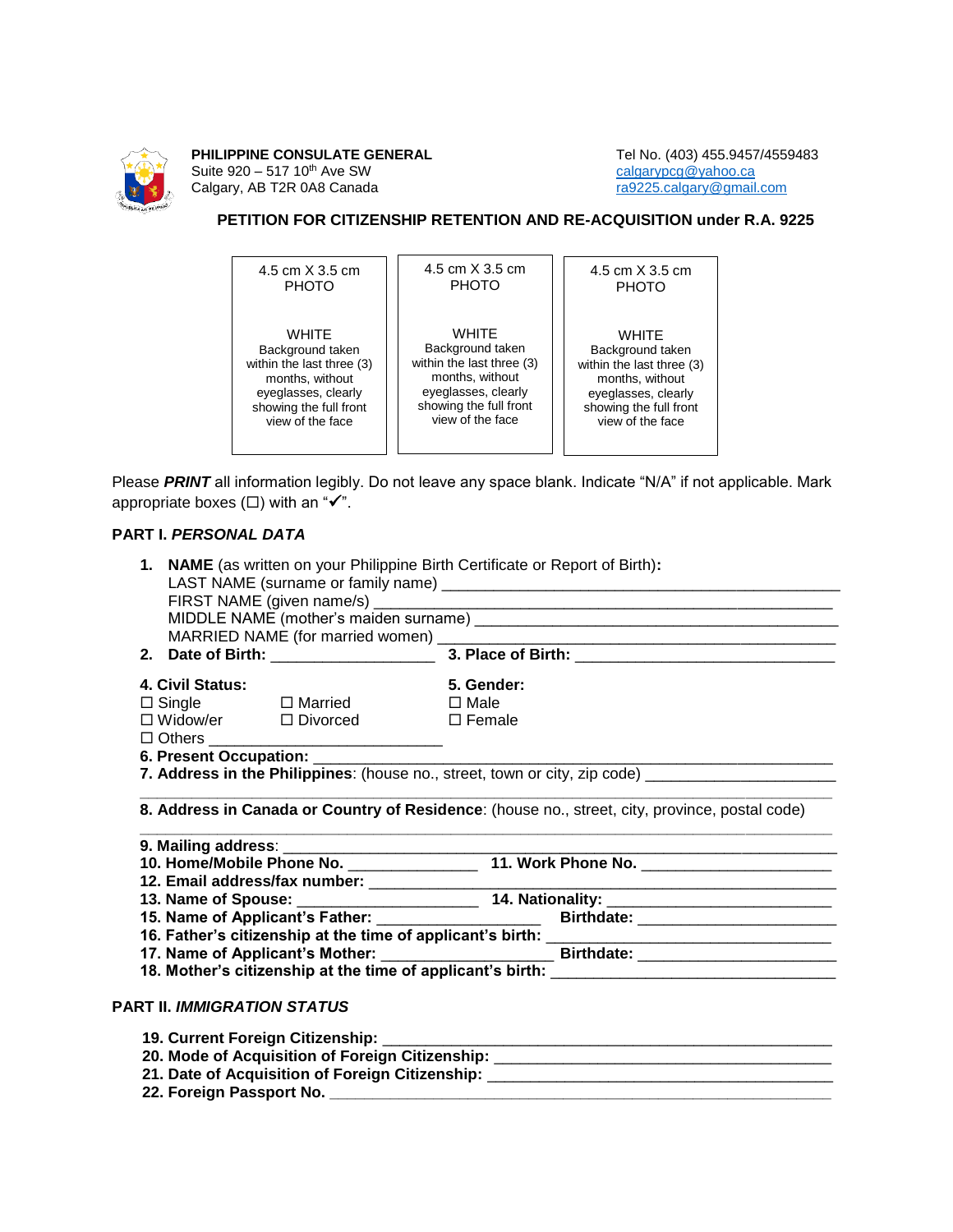**PHILIPPINE CONSULATE GENERAL**
Suite 920 – 517 10th Ave SW
Calgary, AB T2R 0A8 Canada

Tel No. (403) 455.9457/4559483
calgarypcg@yahoo.ca
ra9225.calgary@gmail.com

## PETITION FOR CITIZENSHIP RETENTION AND RE-ACQUISITION under R.A. 9225

| 4.5 cm X 3.5 cm PHOTO<br><br>WHITE Background taken within the last three (3) months, without eyeglasses, clearly showing the full front view of the face | 4.5 cm X 3.5 cm PHOTO<br><br>WHITE Background taken within the last three (3) months, without eyeglasses, clearly showing the full front view of the face | 4.5 cm X 3.5 cm PHOTO<br><br>WHITE Background taken within the last three (3) months, without eyeglasses, clearly showing the full front view of the face |
|---|---|---|

Please ***PRINT*** all information legibly. Do not leave any space blank. Indicate "N/A" if not applicable. Mark appropriate boxes (☐) with an "✔".

### PART I. *PERSONAL DATA*

1. **NAME** (as written on your Philippine Birth Certificate or Report of Birth)**:**
   LAST NAME (surname or family name) ______________________________________________
   FIRST NAME (given name/s) ___________________________________________________
   MIDDLE NAME (mother's maiden surname) ________________________________________
   MARRIED NAME (for married women) ___________________________________________
2. **Date of Birth:** ___________________ **3. Place of Birth:** ____________________________

**4. Civil Status:**
☐ Single ☐ Married
☐ Widow/er ☐ Divorced
☐ Others __________________________

**5. Gender:**
☐ Male
☐ Female

**6. Present Occupation:** ___________________________________________________________

**7. Address in the Philippines**: (house no., street, town or city, zip code) _____________________
_______________________________________________________________________________

**8. Address in Canada or Country of Residence**: (house no., street, city, province, postal code)
_______________________________________________________________________________

**9. Mailing address**: _______________________________________________________________

**10. Home/Mobile Phone No.** ______________ **11. Work Phone No.** ____________________

**12. Email address/fax number:** _____________________________________________________

**13. Name of Spouse:** ____________________ **14. Nationality:** _______________________

**15. Name of Applicant's Father:** __________________ **Birthdate:** _____________________

**16. Father's citizenship at the time of applicant's birth:** _________________________________

**17. Name of Applicant's Mother:** ___________________ **Birthdate:** _____________________

**18. Mother's citizenship at the time of applicant's birth:** ________________________________

### PART II. *IMMIGRATION STATUS*

**19. Current Foreign Citizenship:** ______________________________________________

**20. Mode of Acquisition of Foreign Citizenship:** ____________________________________

**21. Date of Acquisition of Foreign Citizenship:** ____________________________________

**22. Foreign Passport No.** _____________________________________________________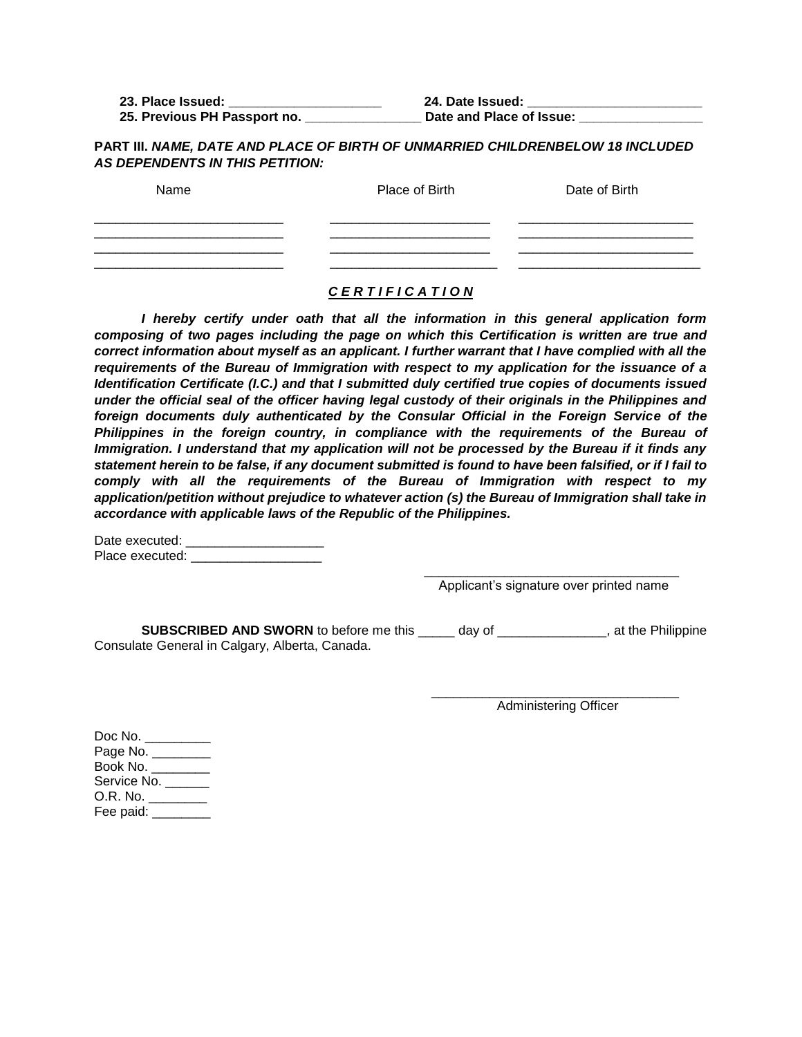**23. Place Issued: ____________________** **24. Date Issued: ________________________**
**25. Previous PH Passport no. _______________** **Date and Place of Issue: ________________**

**PART III.** ***NAME, DATE AND PLACE OF BIRTH OF UNMARRIED CHILDRENBELOW 18 INCLUDED AS DEPENDENTS IN THIS PETITION:***

| Name | Place of Birth | Date of Birth |
|---|---|---|
| __________________________ | ______________________ | ________________________ |
| __________________________ | ______________________ | ________________________ |
| __________________________ | ______________________ | ________________________ |
| __________________________ | _______________________ | _________________________ |

***<u>C E R T I F I C A T I O N</u>***

***I hereby certify under oath that all the information in this general application form composing of two pages including the page on which this Certification is written are true and correct information about myself as an applicant. I further warrant that I have complied with all the requirements of the Bureau of Immigration with respect to my application for the issuance of a Identification Certificate (I.C.) and that I submitted duly certified true copies of documents issued under the official seal of the officer having legal custody of their originals in the Philippines and foreign documents duly authenticated by the Consular Official in the Foreign Service of the Philippines in the foreign country, in compliance with the requirements of the Bureau of Immigration. I understand that my application will not be processed by the Bureau if it finds any statement herein to be false, if any document submitted is found to have been falsified, or if I fail to comply with all the requirements of the Bureau of Immigration with respect to my application/petition without prejudice to whatever action (s) the Bureau of Immigration shall take in accordance with applicable laws of the Republic of the Philippines.***

Date executed: ___________________
Place executed: __________________

___________________________________
Applicant's signature over printed name

**SUBSCRIBED AND SWORN** to before me this _____ day of _______________, at the Philippine Consulate General in Calgary, Alberta, Canada.

__________________________________
Administering Officer

Doc No. _________
Page No. ________
Book No. ________
Service No. ______
O.R. No. ________
Fee paid: ________